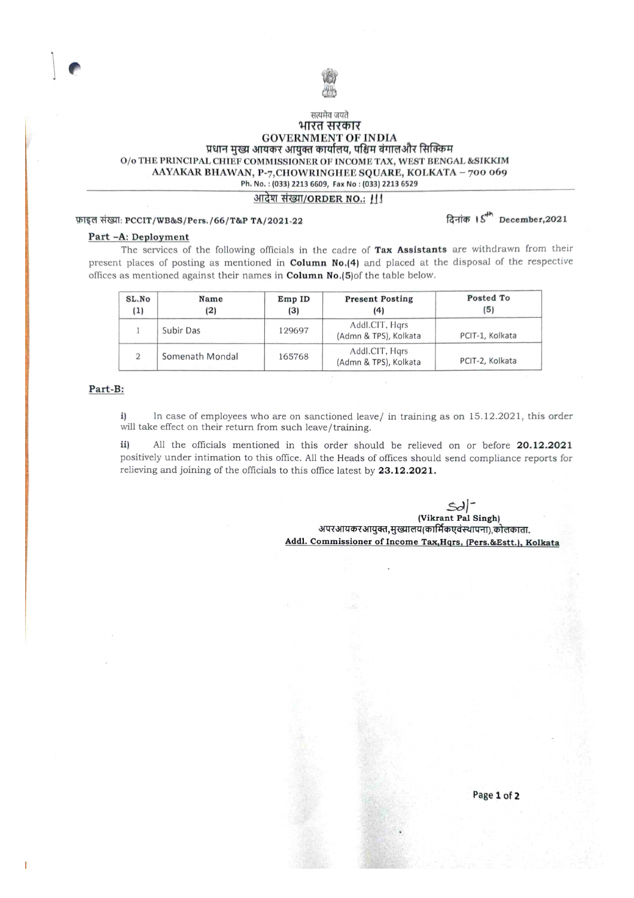सत्यमेव जयते

भारत सरकार

GOVERNMENT OF INDIA

प्रधान मुख्य आयकर आयुक्त कार्यालय, पश्चिम बंगालऔर सिक्किम

O/o THE PRINCIPAL CHIEF COMMISSIONER OF INCOME TAX, WEST BENGAL &SIKKIM

AAYAKAR BHAWAN, P-7,CHOWRINGHEE SQUARE, KOLKATA – 700 069

Ph. No. : (033) 2213 6609, Fax No : (033) 2213 6529

**आदेश संख्या/ORDER NO.: 111**

फ़ाइल संख्या: **PCCIT/WB&S/Pers./66/T&P TA/2021-22**

दिनांक 15th **December,2021**

**Part –A: Deployment**

The services of the following officials in the cadre of **Tax Assistants** are withdrawn from their present places of posting as mentioned in **Column No.(4)** and placed at the disposal of the respective offices as mentioned against their names in **Column No.(5)** of the table below.

| SL.No (1) | Name (2) | Emp ID (3) | Present Posting (4) | Posted To (5) |
|---|---|---|---|---|
| 1 | Subir Das | 129697 | Addl.CIT, Hqrs (Admn & TPS), Kolkata | PCIT-1, Kolkata |
| 2 | Somenath Mondal | 165768 | Addl.CIT, Hqrs (Admn & TPS), Kolkata | PCIT-2, Kolkata |

**Part-B:**

**i)** In case of employees who are on sanctioned leave/ in training as on 15.12.2021, this order will take effect on their return from such leave/training.

**ii)** All the officials mentioned in this order should be relieved on or before **20.12.2021** positively under intimation to this office. All the Heads of offices should send compliance reports for relieving and joining of the officials to this office latest by **23.12.2021.**

Sd/-

**(Vikrant Pal Singh)**

अपरआयकरआयुक्त,मुख्यालय(कार्मिकएवंस्थापना),कोलकाता.

**Addl. Commissioner of Income Tax,Hqrs. (Pers.&Estt.), Kolkata**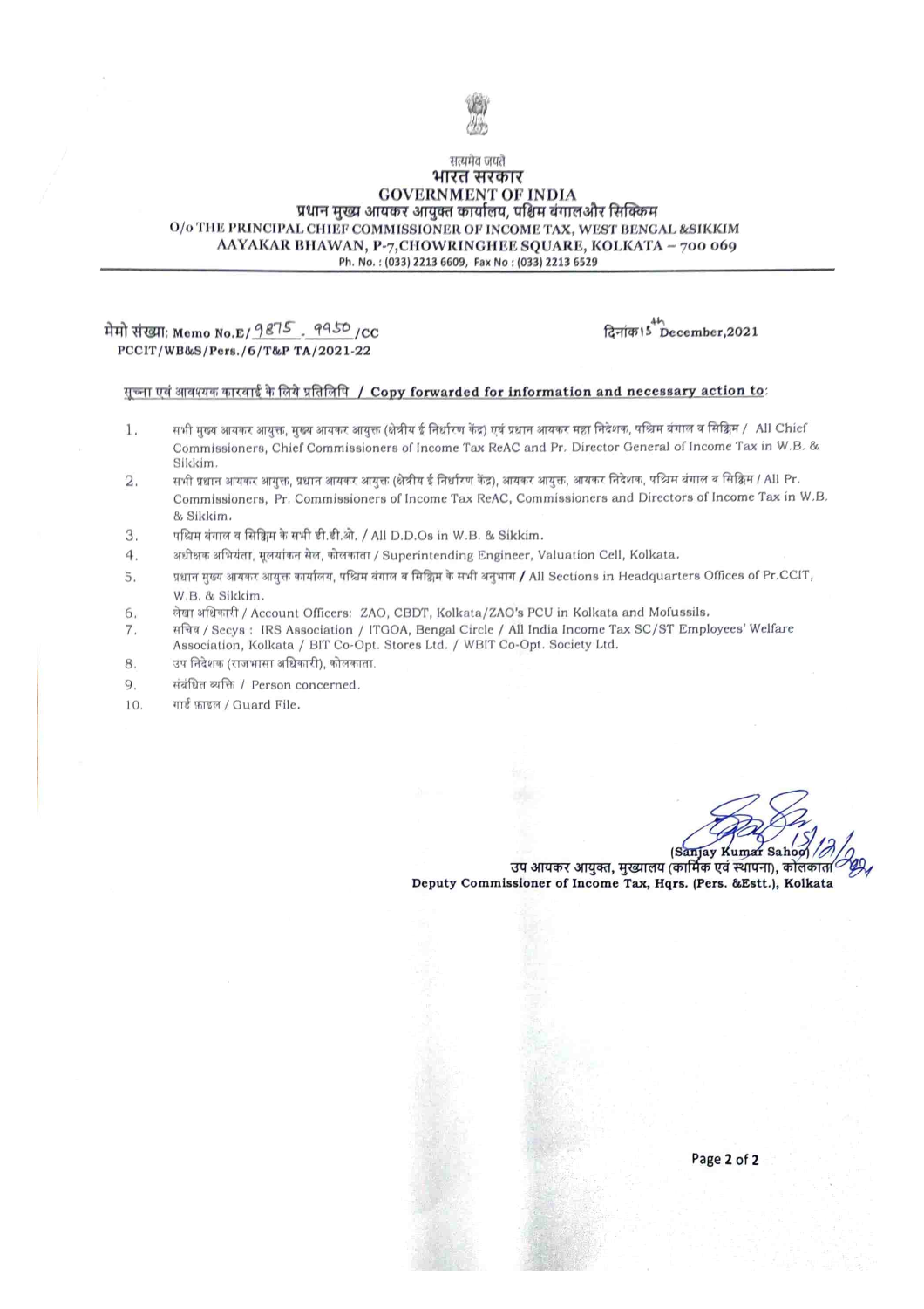सत्यमेव जयते

# भारत सरकार
# GOVERNMENT OF INDIA

**प्रधान मुख्य आयकर आयुक्त कार्यालय, पश्चिम बंगालऔर सिक्किम**

**O/o THE PRINCIPAL CHIEF COMMISSIONER OF INCOME TAX, WEST BENGAL &SIKKIM**

**AAYAKAR BHAWAN, P-7,CHOWRINGHEE SQUARE, KOLKATA – 700 069**

Ph. No. : (033) 2213 6609, Fax No : (033) 2213 6529

---

**मेमो संख्या: Memo No.E/ 9875 - 9950 /CC** &nbsp;&nbsp;&nbsp;&nbsp;&nbsp;&nbsp;&nbsp;&nbsp; **दिनांक 15th December,2021**

**PCCIT/WB&S/Pers./6/T&P TA/2021-22**

<u>सूचना एवं आवश्यक कारवाई के लिये प्रतिलिपि / **Copy forwarded for information and necessary action to**</u>:

1. सभी मुख्य आयकर आयुक्त, मुख्य आयकर आयुक्त (क्षेत्रीय ई निर्धारण केंद्र) एवं प्रधान आयकर महा निदेशक, पश्चिम बंगाल व सिक्किम / All Chief Commissioners, Chief Commissioners of Income Tax ReAC and Pr. Director General of Income Tax in W.B. & Sikkim.
2. सभी प्रधान आयकर आयुक्त, प्रधान आयकर आयुक्त (क्षेत्रीय ई निर्धारण केंद्र), आयकर आयुक्त, आयकर निदेशक, पश्चिम बंगाल व सिक्किम / All Pr. Commissioners, Pr. Commissioners of Income Tax ReAC, Commissioners and Directors of Income Tax in W.B. & Sikkim.
3. पश्चिम बंगाल व सिक्किम के सभी डी.डी.ओ. / All D.D.Os in W.B. & Sikkim.
4. अधीक्षक अभियंता, मूल्यांकन सेल, कोलकाता / Superintending Engineer, Valuation Cell, Kolkata.
5. प्रधान मुख्य आयकर आयुक्त कार्यालय, पश्चिम बंगाल व सिक्किम के सभी अनुभाग / All Sections in Headquarters Offices of Pr.CCIT, W.B. & Sikkim.
6. लेखा अधिकारी / Account Officers: ZAO, CBDT, Kolkata/ZAO's PCU in Kolkata and Mofussils.
7. सचिव / Secys : IRS Association / ITGOA, Bengal Circle / All India Income Tax SC/ST Employees' Welfare Association, Kolkata / BIT Co-Opt. Stores Ltd. / WBIT Co-Opt. Society Ltd.
8. उप निदेशक (राजभाषा अधिकारी), कोलकाता.
9. संबंधित व्यक्ति / Person concerned.
10. गार्ड फ़ाइल / Guard File.

15/12/2021

(Sanjay Kumar Sahoo)

उप आयकर आयुक्त, मुख्यालय (कार्मिक एवं स्थापना), कोलकाता

**Deputy Commissioner of Income Tax, Hqrs. (Pers. &Estt.), Kolkata**